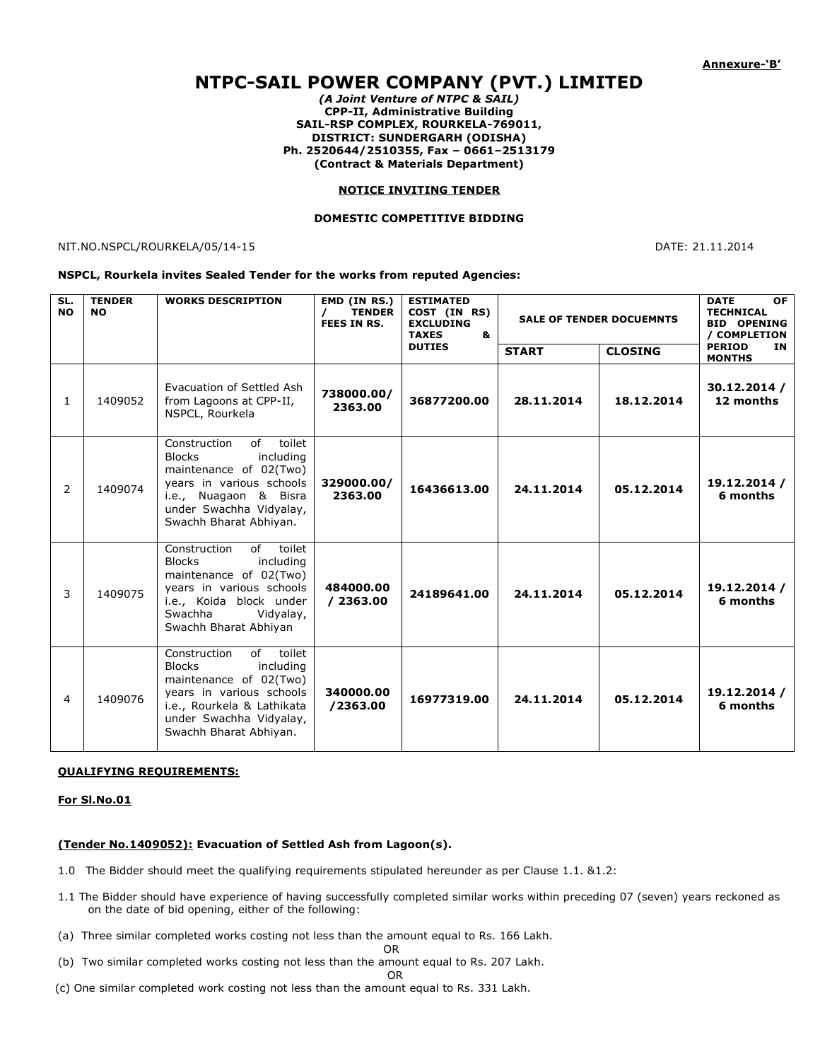**Annexure-'B'**

# NTPC-SAIL POWER COMPANY (PVT.) LIMITED

***(A Joint Venture of NTPC & SAIL)***
**CPP-II, Administrative Building**
**SAIL-RSP COMPLEX, ROURKELA-769011,**
**DISTRICT: SUNDERGARH (ODISHA)**
**Ph. 2520644/2510355, Fax – 0661–2513179**
**(Contract & Materials Department)**

**NOTICE INVITING TENDER**

**DOMESTIC COMPETITIVE BIDDING**

NIT.NO.NSPCL/ROURKELA/05/14-15 DATE: 21.11.2014

**NSPCL, Rourkela invites Sealed Tender for the works from reputed Agencies:**

| SL. NO | TENDER NO | WORKS DESCRIPTION | EMD (IN RS.) / TENDER FEES IN RS. | ESTIMATED COST (IN RS) EXCLUDING TAXES & DUTIES | SALE OF TENDER DOCUEMNTS | | DATE OF TECHNICAL BID OPENING / COMPLETION PERIOD IN MONTHS |
|---|---|---|---|---|---|---|---|
| | | | | | START | CLOSING | |
| 1 | 1409052 | Evacuation of Settled Ash from Lagoons at CPP-II, NSPCL, Rourkela | **738000.00/ 2363.00** | **36877200.00** | **28.11.2014** | **18.12.2014** | **30.12.2014 / 12 months** |
| 2 | 1409074 | Construction of toilet Blocks including maintenance of 02(Two) years in various schools i.e., Nuagaon & Bisra under Swachha Vidyalay, Swachh Bharat Abhiyan. | **329000.00/ 2363.00** | **16436613.00** | **24.11.2014** | **05.12.2014** | **19.12.2014 / 6 months** |
| 3 | 1409075 | Construction of toilet Blocks including maintenance of 02(Two) years in various schools i.e., Koida block under Swachha Vidyalay, Swachh Bharat Abhiyan | **484000.00 / 2363.00** | **24189641.00** | **24.11.2014** | **05.12.2014** | **19.12.2014 / 6 months** |
| 4 | 1409076 | Construction of toilet Blocks including maintenance of 02(Two) years in various schools i.e., Rourkela & Lathikata under Swachha Vidyalay, Swachh Bharat Abhiyan. | **340000.00 /2363.00** | **16977319.00** | **24.11.2014** | **05.12.2014** | **19.12.2014 / 6 months** |

**QUALIFYING REQUIREMENTS:**

**For Sl.No.01**

**(Tender No.1409052): Evacuation of Settled Ash from Lagoon(s).**

1.0 The Bidder should meet the qualifying requirements stipulated hereunder as per Clause 1.1. &1.2:

1.1 The Bidder should have experience of having successfully completed similar works within preceding 07 (seven) years reckoned as on the date of bid opening, either of the following:

(a) Three similar completed works costing not less than the amount equal to Rs. 166 Lakh.

OR

(b) Two similar completed works costing not less than the amount equal to Rs. 207 Lakh.

OR

(c) One similar completed work costing not less than the amount equal to Rs. 331 Lakh.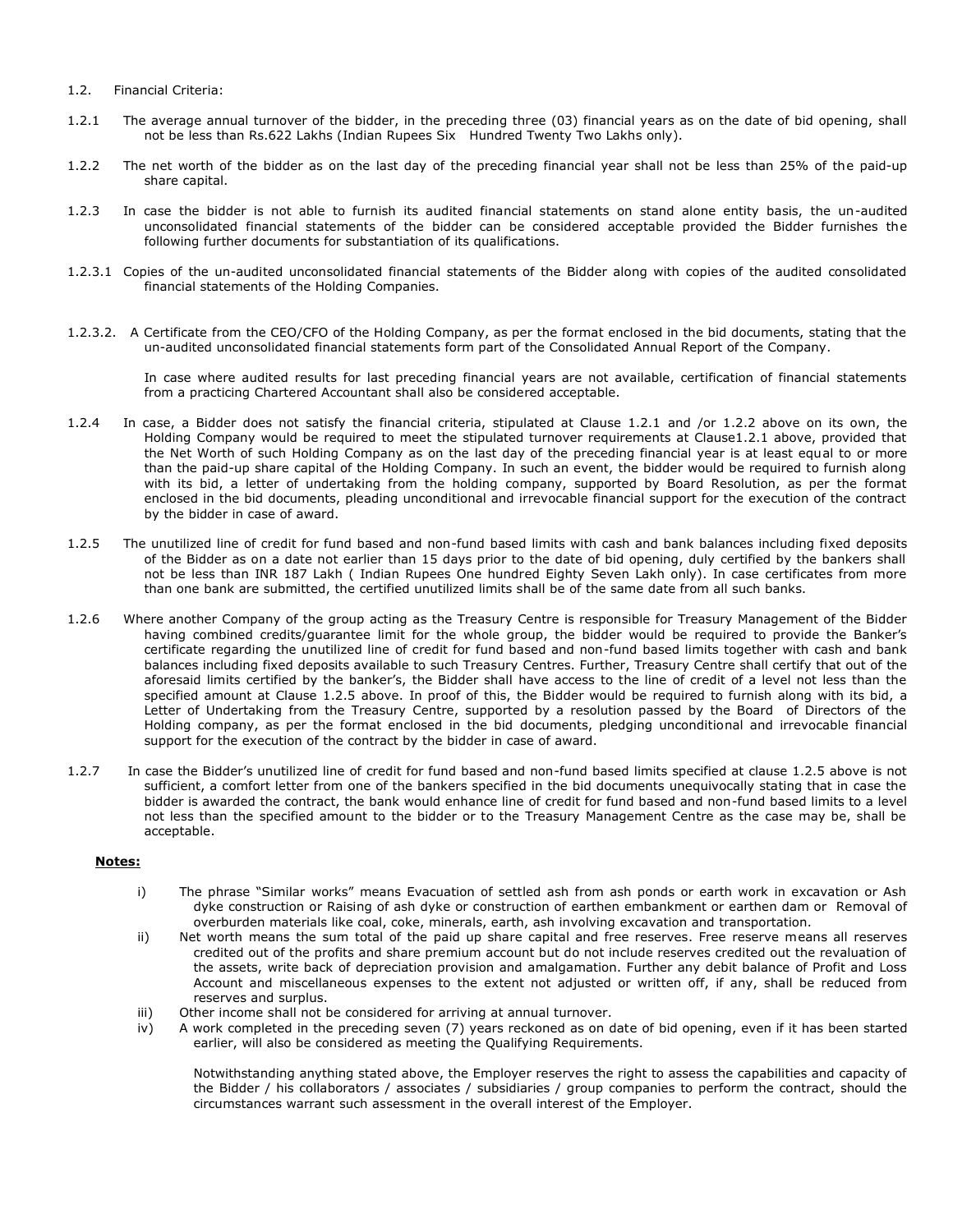1.2. Financial Criteria:

1.2.1 The average annual turnover of the bidder, in the preceding three (03) financial years as on the date of bid opening, shall not be less than Rs.622 Lakhs (Indian Rupees Six Hundred Twenty Two Lakhs only).

1.2.2 The net worth of the bidder as on the last day of the preceding financial year shall not be less than 25% of the paid-up share capital.

1.2.3 In case the bidder is not able to furnish its audited financial statements on stand alone entity basis, the un-audited unconsolidated financial statements of the bidder can be considered acceptable provided the Bidder furnishes the following further documents for substantiation of its qualifications.

1.2.3.1 Copies of the un-audited unconsolidated financial statements of the Bidder along with copies of the audited consolidated financial statements of the Holding Companies.

1.2.3.2. A Certificate from the CEO/CFO of the Holding Company, as per the format enclosed in the bid documents, stating that the un-audited unconsolidated financial statements form part of the Consolidated Annual Report of the Company.

In case where audited results for last preceding financial years are not available, certification of financial statements from a practicing Chartered Accountant shall also be considered acceptable.

1.2.4 In case, a Bidder does not satisfy the financial criteria, stipulated at Clause 1.2.1 and /or 1.2.2 above on its own, the Holding Company would be required to meet the stipulated turnover requirements at Clause1.2.1 above, provided that the Net Worth of such Holding Company as on the last day of the preceding financial year is at least equal to or more than the paid-up share capital of the Holding Company. In such an event, the bidder would be required to furnish along with its bid, a letter of undertaking from the holding company, supported by Board Resolution, as per the format enclosed in the bid documents, pleading unconditional and irrevocable financial support for the execution of the contract by the bidder in case of award.

1.2.5 The unutilized line of credit for fund based and non-fund based limits with cash and bank balances including fixed deposits of the Bidder as on a date not earlier than 15 days prior to the date of bid opening, duly certified by the bankers shall not be less than INR 187 Lakh ( Indian Rupees One hundred Eighty Seven Lakh only). In case certificates from more than one bank are submitted, the certified unutilized limits shall be of the same date from all such banks.

1.2.6 Where another Company of the group acting as the Treasury Centre is responsible for Treasury Management of the Bidder having combined credits/guarantee limit for the whole group, the bidder would be required to provide the Banker's certificate regarding the unutilized line of credit for fund based and non-fund based limits together with cash and bank balances including fixed deposits available to such Treasury Centres. Further, Treasury Centre shall certify that out of the aforesaid limits certified by the banker's, the Bidder shall have access to the line of credit of a level not less than the specified amount at Clause 1.2.5 above. In proof of this, the Bidder would be required to furnish along with its bid, a Letter of Undertaking from the Treasury Centre, supported by a resolution passed by the Board of Directors of the Holding company, as per the format enclosed in the bid documents, pledging unconditional and irrevocable financial support for the execution of the contract by the bidder in case of award.

1.2.7 In case the Bidder's unutilized line of credit for fund based and non-fund based limits specified at clause 1.2.5 above is not sufficient, a comfort letter from one of the bankers specified in the bid documents unequivocally stating that in case the bidder is awarded the contract, the bank would enhance line of credit for fund based and non-fund based limits to a level not less than the specified amount to the bidder or to the Treasury Management Centre as the case may be, shall be acceptable.

**Notes:**

i) The phrase "Similar works" means Evacuation of settled ash from ash ponds or earth work in excavation or Ash dyke construction or Raising of ash dyke or construction of earthen embankment or earthen dam or Removal of overburden materials like coal, coke, minerals, earth, ash involving excavation and transportation.

ii) Net worth means the sum total of the paid up share capital and free reserves. Free reserve means all reserves credited out of the profits and share premium account but do not include reserves credited out the revaluation of the assets, write back of depreciation provision and amalgamation. Further any debit balance of Profit and Loss Account and miscellaneous expenses to the extent not adjusted or written off, if any, shall be reduced from reserves and surplus.

iii) Other income shall not be considered for arriving at annual turnover.

iv) A work completed in the preceding seven (7) years reckoned as on date of bid opening, even if it has been started earlier, will also be considered as meeting the Qualifying Requirements.

Notwithstanding anything stated above, the Employer reserves the right to assess the capabilities and capacity of the Bidder / his collaborators / associates / subsidiaries / group companies to perform the contract, should the circumstances warrant such assessment in the overall interest of the Employer.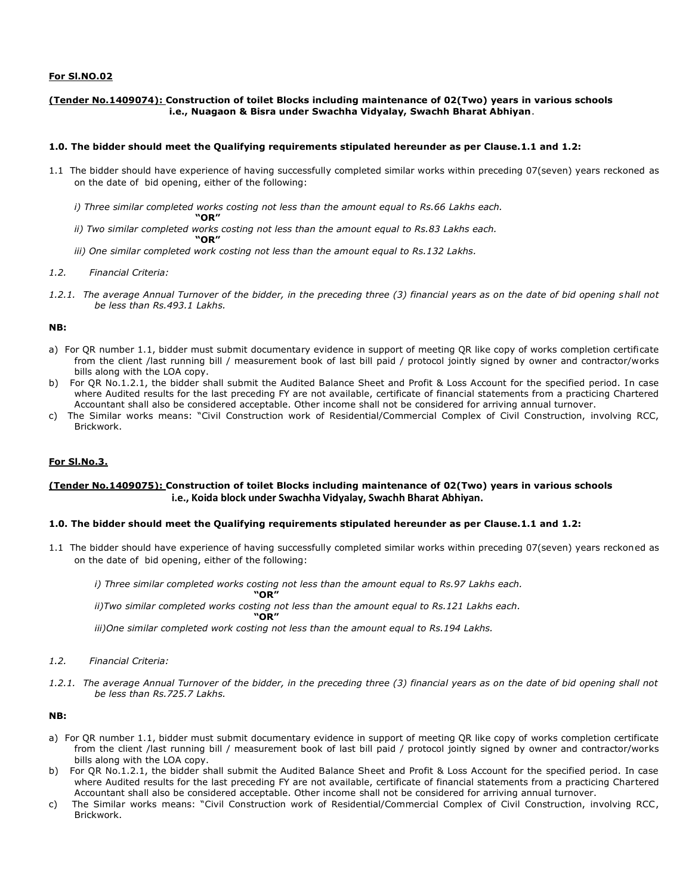**For Sl.NO.02**

**(Tender No.1409074): Construction of toilet Blocks including maintenance of 02(Two) years in various schools i.e., Nuagaon & Bisra under Swachha Vidyalay, Swachh Bharat Abhiyan.**

**1.0. The bidder should meet the Qualifying requirements stipulated hereunder as per Clause.1.1 and 1.2:**

1.1 The bidder should have experience of having successfully completed similar works within preceding 07(seven) years reckoned as on the date of bid opening, either of the following:

*i) Three similar completed works costing not less than the amount equal to Rs.66 Lakhs each.*

**"OR"**

*ii) Two similar completed works costing not less than the amount equal to Rs.83 Lakhs each.*

**"OR"**

*iii) One similar completed work costing not less than the amount equal to Rs.132 Lakhs.*

*1.2. Financial Criteria:*

*1.2.1. The average Annual Turnover of the bidder, in the preceding three (3) financial years as on the date of bid opening shall not be less than Rs.493.1 Lakhs.*

**NB:**

a) For QR number 1.1, bidder must submit documentary evidence in support of meeting QR like copy of works completion certificate from the client /last running bill / measurement book of last bill paid / protocol jointly signed by owner and contractor/works bills along with the LOA copy.
b) For QR No.1.2.1, the bidder shall submit the Audited Balance Sheet and Profit & Loss Account for the specified period. In case where Audited results for the last preceding FY are not available, certificate of financial statements from a practicing Chartered Accountant shall also be considered acceptable. Other income shall not be considered for arriving annual turnover.
c) The Similar works means: "Civil Construction work of Residential/Commercial Complex of Civil Construction, involving RCC, Brickwork.

**For Sl.No.3.**

**(Tender No.1409075): Construction of toilet Blocks including maintenance of 02(Two) years in various schools i.e., Koida block under Swachha Vidyalay, Swachh Bharat Abhiyan.**

**1.0. The bidder should meet the Qualifying requirements stipulated hereunder as per Clause.1.1 and 1.2:**

1.1 The bidder should have experience of having successfully completed similar works within preceding 07(seven) years reckoned as on the date of bid opening, either of the following:

*i) Three similar completed works costing not less than the amount equal to Rs.97 Lakhs each.*

**"OR"**

*ii)Two similar completed works costing not less than the amount equal to Rs.121 Lakhs each.*

**"OR"**

*iii)One similar completed work costing not less than the amount equal to Rs.194 Lakhs.*

*1.2. Financial Criteria:*

*1.2.1. The average Annual Turnover of the bidder, in the preceding three (3) financial years as on the date of bid opening shall not be less than Rs.725.7 Lakhs.*

**NB:**

a) For QR number 1.1, bidder must submit documentary evidence in support of meeting QR like copy of works completion certificate from the client /last running bill / measurement book of last bill paid / protocol jointly signed by owner and contractor/works bills along with the LOA copy.
b) For QR No.1.2.1, the bidder shall submit the Audited Balance Sheet and Profit & Loss Account for the specified period. In case where Audited results for the last preceding FY are not available, certificate of financial statements from a practicing Chartered Accountant shall also be considered acceptable. Other income shall not be considered for arriving annual turnover.
c) The Similar works means: "Civil Construction work of Residential/Commercial Complex of Civil Construction, involving RCC, Brickwork.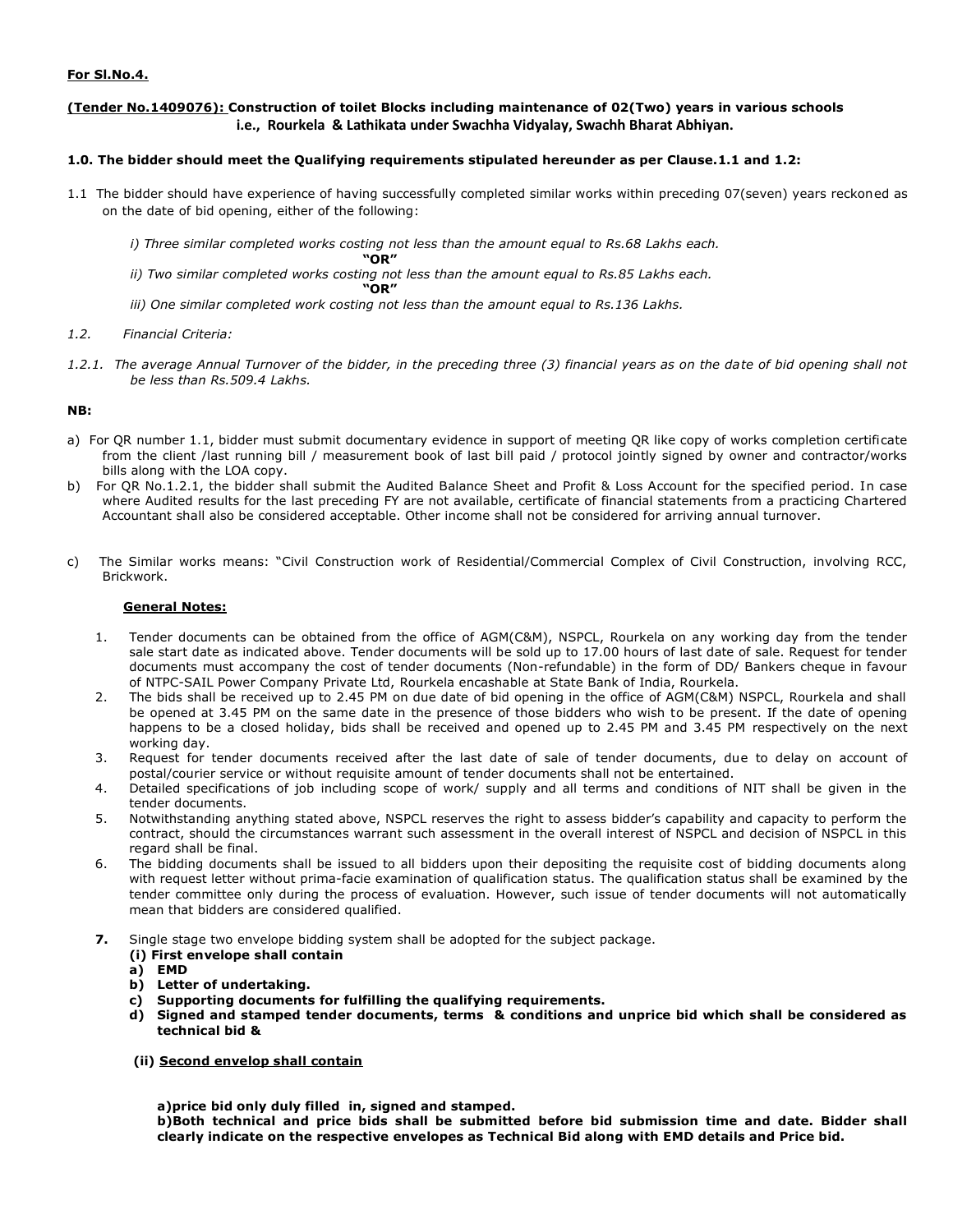**For Sl.No.4.**

**(Tender No.1409076): Construction of toilet Blocks including maintenance of 02(Two) years in various schools i.e., Rourkela & Lathikata under Swachha Vidyalay, Swachh Bharat Abhiyan.**

**1.0. The bidder should meet the Qualifying requirements stipulated hereunder as per Clause.1.1 and 1.2:**

1.1 The bidder should have experience of having successfully completed similar works within preceding 07(seven) years reckoned as on the date of bid opening, either of the following:

*i) Three similar completed works costing not less than the amount equal to Rs.68 Lakhs each.*

**"OR"**

*ii) Two similar completed works costing not less than the amount equal to Rs.85 Lakhs each.*

**"OR"**

*iii) One similar completed work costing not less than the amount equal to Rs.136 Lakhs.*

*1.2. Financial Criteria:*

*1.2.1. The average Annual Turnover of the bidder, in the preceding three (3) financial years as on the date of bid opening shall not be less than Rs.509.4 Lakhs.*

**NB:**

a) For QR number 1.1, bidder must submit documentary evidence in support of meeting QR like copy of works completion certificate from the client /last running bill / measurement book of last bill paid / protocol jointly signed by owner and contractor/works bills along with the LOA copy.

b) For QR No.1.2.1, the bidder shall submit the Audited Balance Sheet and Profit & Loss Account for the specified period. In case where Audited results for the last preceding FY are not available, certificate of financial statements from a practicing Chartered Accountant shall also be considered acceptable. Other income shall not be considered for arriving annual turnover.

c) The Similar works means: "Civil Construction work of Residential/Commercial Complex of Civil Construction, involving RCC, Brickwork.

**General Notes:**

1. Tender documents can be obtained from the office of AGM(C&M), NSPCL, Rourkela on any working day from the tender sale start date as indicated above. Tender documents will be sold up to 17.00 hours of last date of sale. Request for tender documents must accompany the cost of tender documents (Non-refundable) in the form of DD/ Bankers cheque in favour of NTPC-SAIL Power Company Private Ltd, Rourkela encashable at State Bank of India, Rourkela.
2. The bids shall be received up to 2.45 PM on due date of bid opening in the office of AGM(C&M) NSPCL, Rourkela and shall be opened at 3.45 PM on the same date in the presence of those bidders who wish to be present. If the date of opening happens to be a closed holiday, bids shall be received and opened up to 2.45 PM and 3.45 PM respectively on the next working day.
3. Request for tender documents received after the last date of sale of tender documents, due to delay on account of postal/courier service or without requisite amount of tender documents shall not be entertained.
4. Detailed specifications of job including scope of work/ supply and all terms and conditions of NIT shall be given in the tender documents.
5. Notwithstanding anything stated above, NSPCL reserves the right to assess bidder's capability and capacity to perform the contract, should the circumstances warrant such assessment in the overall interest of NSPCL and decision of NSPCL in this regard shall be final.
6. The bidding documents shall be issued to all bidders upon their depositing the requisite cost of bidding documents along with request letter without prima-facie examination of qualification status. The qualification status shall be examined by the tender committee only during the process of evaluation. However, such issue of tender documents will not automatically mean that bidders are considered qualified.
7. Single stage two envelope bidding system shall be adopted for the subject package.

   **(i) First envelope shall contain**

   **a) EMD**

   **b) Letter of undertaking.**

   **c) Supporting documents for fulfilling the qualifying requirements.**

   **d) Signed and stamped tender documents, terms & conditions and unprice bid which shall be considered as technical bid &**

   **(ii) Second envelop shall contain**

   **a)price bid only duly filled in, signed and stamped.**

   **b)Both technical and price bids shall be submitted before bid submission time and date. Bidder shall clearly indicate on the respective envelopes as Technical Bid along with EMD details and Price bid.**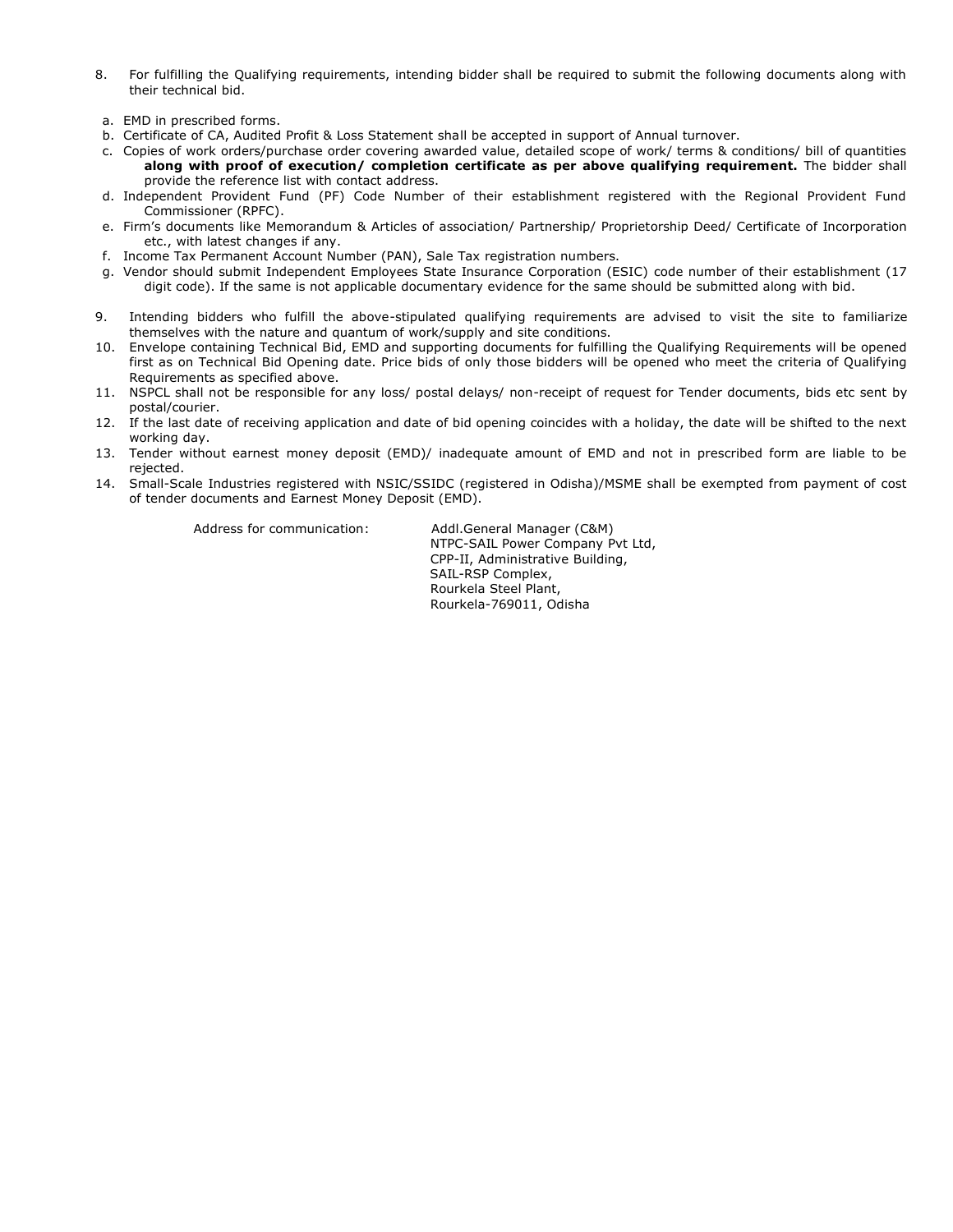8. For fulfilling the Qualifying requirements, intending bidder shall be required to submit the following documents along with their technical bid.

   a. EMD in prescribed forms.
   b. Certificate of CA, Audited Profit & Loss Statement shall be accepted in support of Annual turnover.
   c. Copies of work orders/purchase order covering awarded value, detailed scope of work/ terms & conditions/ bill of quantities **along with proof of execution/ completion certificate as per above qualifying requirement.** The bidder shall provide the reference list with contact address.
   d. Independent Provident Fund (PF) Code Number of their establishment registered with the Regional Provident Fund Commissioner (RPFC).
   e. Firm's documents like Memorandum & Articles of association/ Partnership/ Proprietorship Deed/ Certificate of Incorporation etc., with latest changes if any.
   f. Income Tax Permanent Account Number (PAN), Sale Tax registration numbers.
   g. Vendor should submit Independent Employees State Insurance Corporation (ESIC) code number of their establishment (17 digit code). If the same is not applicable documentary evidence for the same should be submitted along with bid.

9. Intending bidders who fulfill the above-stipulated qualifying requirements are advised to visit the site to familiarize themselves with the nature and quantum of work/supply and site conditions.
10. Envelope containing Technical Bid, EMD and supporting documents for fulfilling the Qualifying Requirements will be opened first as on Technical Bid Opening date. Price bids of only those bidders will be opened who meet the criteria of Qualifying Requirements as specified above.
11. NSPCL shall not be responsible for any loss/ postal delays/ non-receipt of request for Tender documents, bids etc sent by postal/courier.
12. If the last date of receiving application and date of bid opening coincides with a holiday, the date will be shifted to the next working day.
13. Tender without earnest money deposit (EMD)/ inadequate amount of EMD and not in prescribed form are liable to be rejected.
14. Small-Scale Industries registered with NSIC/SSIDC (registered in Odisha)/MSME shall be exempted from payment of cost of tender documents and Earnest Money Deposit (EMD).

Address for communication:

Addl.General Manager (C&M)
NTPC-SAIL Power Company Pvt Ltd,
CPP-II, Administrative Building,
SAIL-RSP Complex,
Rourkela Steel Plant,
Rourkela-769011, Odisha